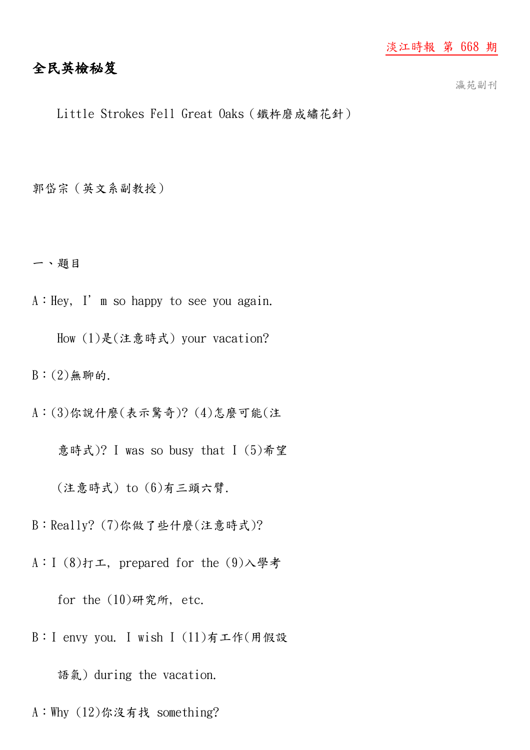淡江時報 第 668 期

# 全民英檢秘笈

瀛苑副刊

Little Strokes Fell Great Oaks（鐵杵磨成繡花針）

郭岱宗（英文系副教授）

一、題目

A：Hey, I’ m so happy to see you again.

How (1)是(注意時式) your vacation?

B：(2)無聊的.

A：(3)你說什麼(表示驚奇)? (4)怎麼可能(注意時式)? I was so busy that I (5)希望(注意時式) to (6)有三頭六臂.

B：Really? (7)你做了些什麼(注意時式)?

A：I (8)打工, prepared for the (9)入學考 for the (10)研究所, etc.

B：I envy you. I wish I (11)有工作(用假設語氣) during the vacation.

A：Why (12)你沒有找 something?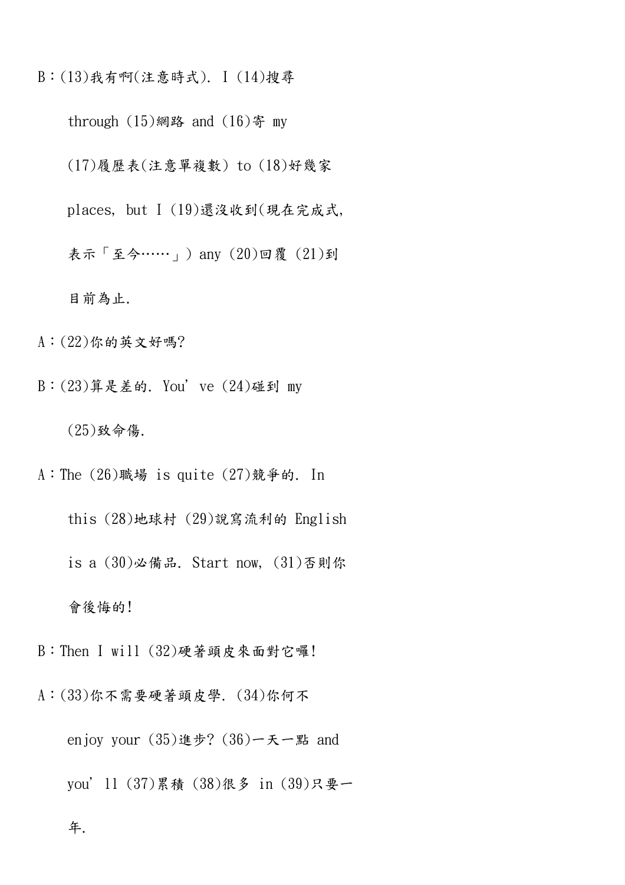B：(13)我有啊(注意時式). I (14)搜尋 through (15)網路 and (16)寄 my (17)履歷表(注意單複數) to (18)好幾家 places, but I (19)還沒收到(現在完成式, 表示「至今……」) any (20)回覆 (21)到目前為止.

A：(22)你的英文好嗎?

B：(23)算是差的. You've (24)碰到 my (25)致命傷.

A：The (26)職場 is quite (27)競爭的. In this (28)地球村 (29)說寫流利的 English is a (30)必備品. Start now, (31)否則你會後悔的!

B：Then I will (32)硬著頭皮來面對它囉!

A：(33)你不需要硬著頭皮學. (34)你何不 enjoy your (35)進步? (36)一天一點 and you'll (37)累積 (38)很多 in (39)只要一年.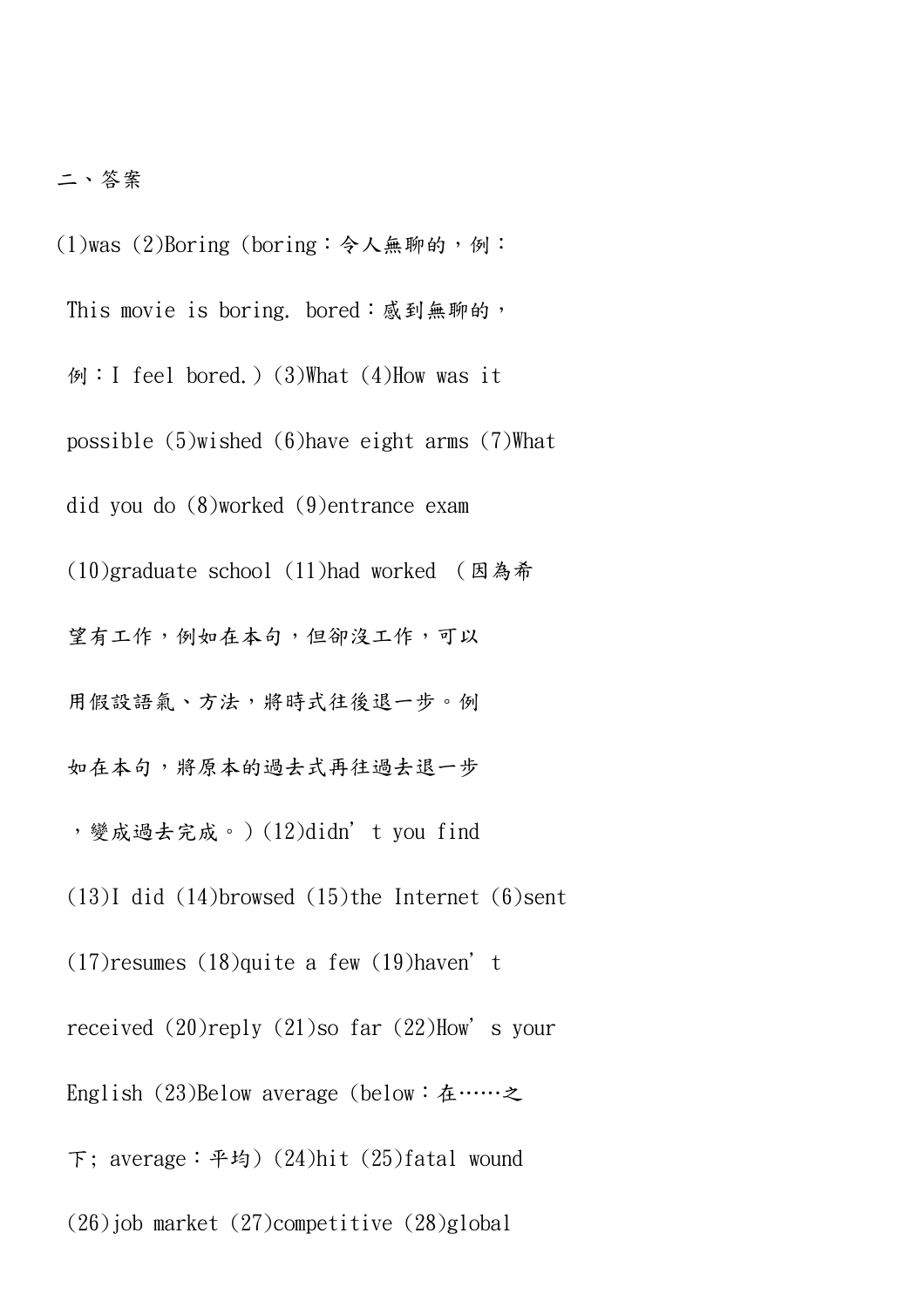二、答案

(1)was (2)Boring (boring：令人無聊的，例：This movie is boring. bored：感到無聊的，例：I feel bored.) (3)What (4)How was it possible (5)wished (6)have eight arms (7)What did you do (8)worked (9)entrance exam (10)graduate school (11)had worked （因為希望有工作，例如在本句，但卻沒工作，可以用假設語氣、方法，將時式往後退一步。例如在本句，將原本的過去式再往過去退一步，變成過去完成。) (12)didn’t you find (13)I did (14)browsed (15)the Internet (6)sent (17)resumes (18)quite a few (19)haven’t received (20)reply (21)so far (22)How’s your English (23)Below average (below：在……之下; average：平均) (24)hit (25)fatal wound (26)job market (27)competitive (28)global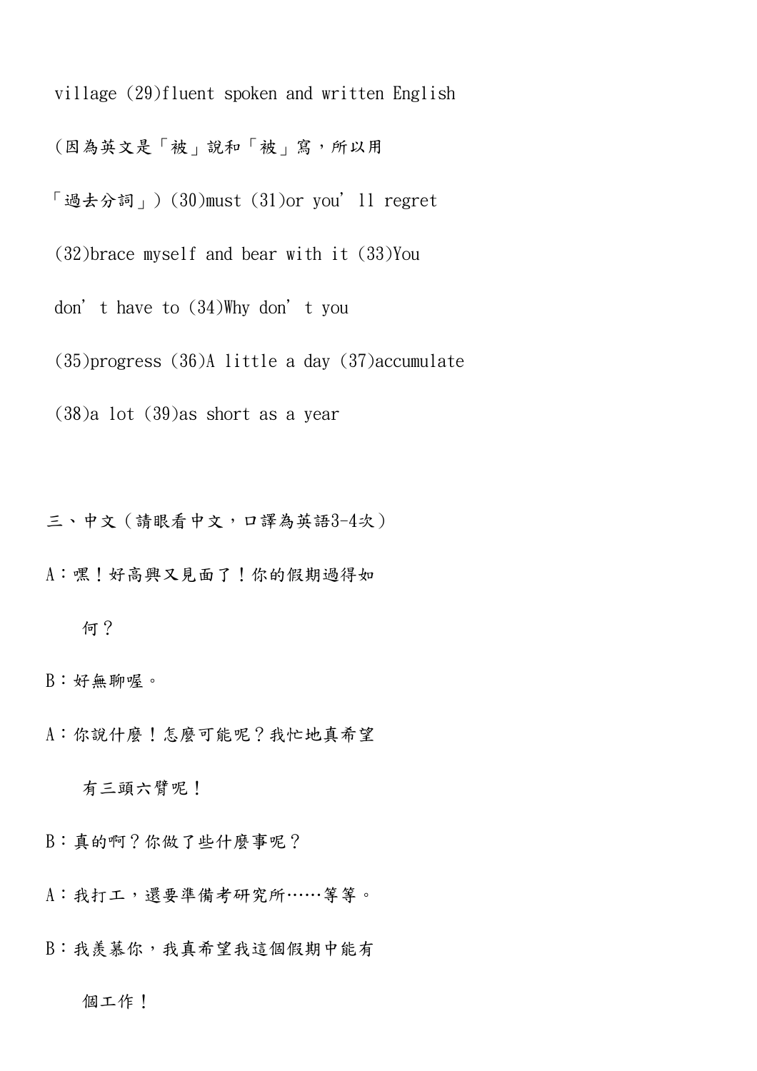village (29)fluent spoken and written English (因為英文是「被」說和「被」寫，所以用「過去分詞」) (30)must (31)or you'll regret (32)brace myself and bear with it (33)You don't have to (34)Why don't you (35)progress (36)A little a day (37)accumulate (38)a lot (39)as short as a year

三、中文（請眼看中文，口譯為英語3-4次）

A：嘿！好高興又見面了！你的假期過得如何？

B：好無聊喔。

A：你說什麼！怎麼可能呢？我忙地真希望有三頭六臂呢！

B：真的啊？你做了些什麼事呢？

A：我打工，還要準備考研究所……等等。

B：我羨慕你，我真希望我這個假期中能有個工作！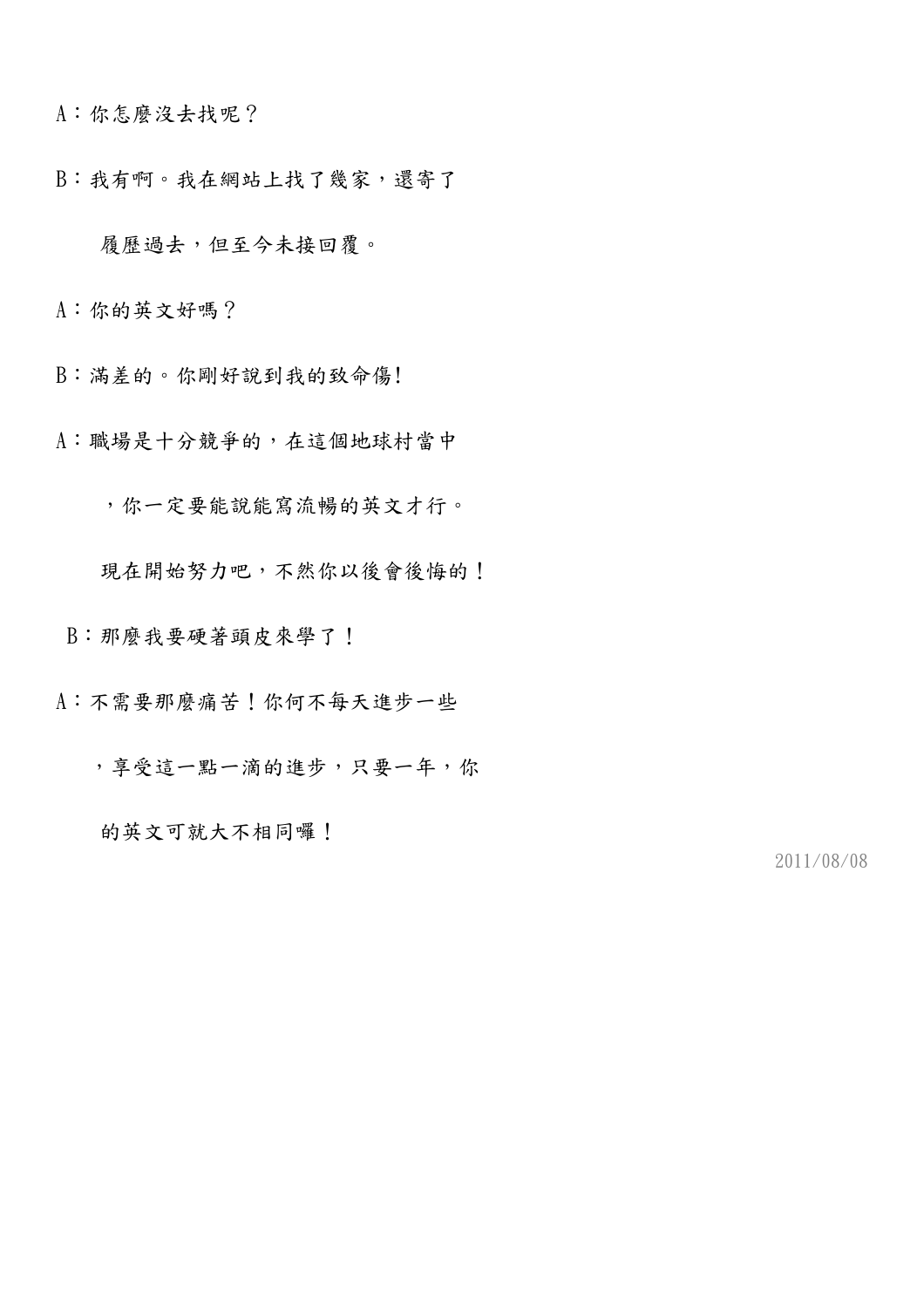A：你怎麼沒去找呢？

B：我有啊。我在網站上找了幾家，還寄了履歷過去，但至今未接回覆。

A：你的英文好嗎？

B：滿差的。你剛好說到我的致命傷!

A：職場是十分競爭的，在這個地球村當中，你一定要能說能寫流暢的英文才行。現在開始努力吧，不然你以後會後悔的！

B：那麼我要硬著頭皮來學了！

A：不需要那麼痛苦！你何不每天進步一些，享受這一點一滴的進步，只要一年，你的英文可就大不相同囉！

2011/08/08